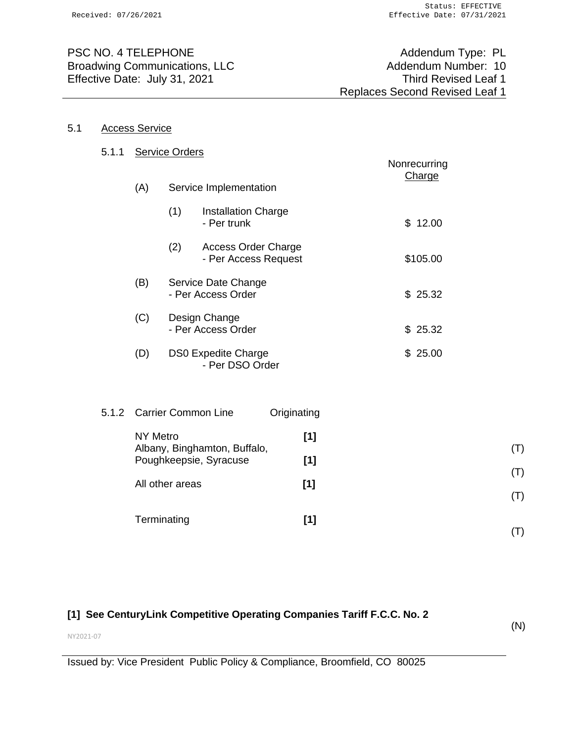PSC NO. 4 TELEPHONE
Broadwing Communications, LLC
Effective Date: July 31, 2021

Addendum Type: PL
Addendum Number: 10
Third Revised Leaf 1
Replaces Second Revised Leaf 1

## 5.1 Access Service

### 5.1.1 Service Orders

| | | Nonrecurring Charge |
|---|---|---|
| (A) | Service Implementation | |
| | (1) Installation Charge - Per trunk | $ 12.00 |
| | (2) Access Order Charge - Per Access Request | $105.00 |
| (B) | Service Date Change - Per Access Order | $ 25.32 |
| (C) | Design Change - Per Access Order | $ 25.32 |
| (D) | DS0 Expedite Charge - Per DSO Order | $ 25.00 |

### 5.1.2 Carrier Common Line

| | Originating | |
|---|---|---|
| NY Metro | **[1]** | (T) |
| Albany, Binghamton, Buffalo, Poughkeepsie, Syracuse | **[1]** | (T) |
| All other areas | **[1]** | (T) |
| Terminating | **[1]** | (T) |

**[1] See CenturyLink Competitive Operating Companies Tariff F.C.C. No. 2** (N)

NY2021-07

Issued by: Vice President Public Policy & Compliance, Broomfield, CO 80025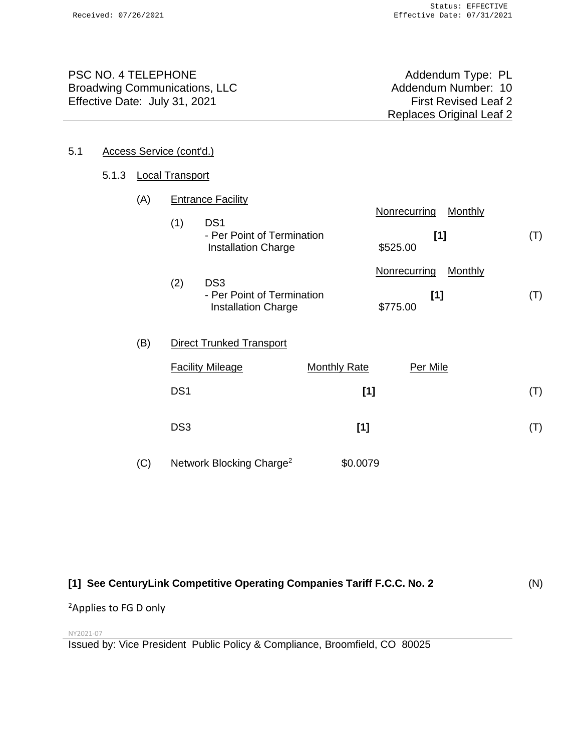PSC NO. 4 TELEPHONE
Broadwing Communications, LLC
Effective Date: July 31, 2021

Addendum Type: PL
Addendum Number: 10
First Revised Leaf 2
Replaces Original Leaf 2

5.1 Access Service (cont'd.)

5.1.3 Local Transport

(A) Entrance Facility

| | | Nonrecurring | Monthly | |
|---|---|---|---|---|
| (1) | DS1 - Per Point of Termination | | [1] | (T) |
| | Installation Charge | $525.00 | | |
| (2) | DS3 - Per Point of Termination | | [1] | (T) |
| | Installation Charge | $775.00 | | |

(B) Direct Trunked Transport

| Facility Mileage | Monthly Rate | Per Mile | |
|---|---|---|---|
| DS1 | [1] | | (T) |
| DS3 | [1] | | (T) |

(C) Network Blocking Charge[2] $0.0079

**[1] See CenturyLink Competitive Operating Companies Tariff F.C.C. No. 2** (N)

[2]Applies to FG D only

NY2021-07

Issued by: Vice President Public Policy & Compliance, Broomfield, CO 80025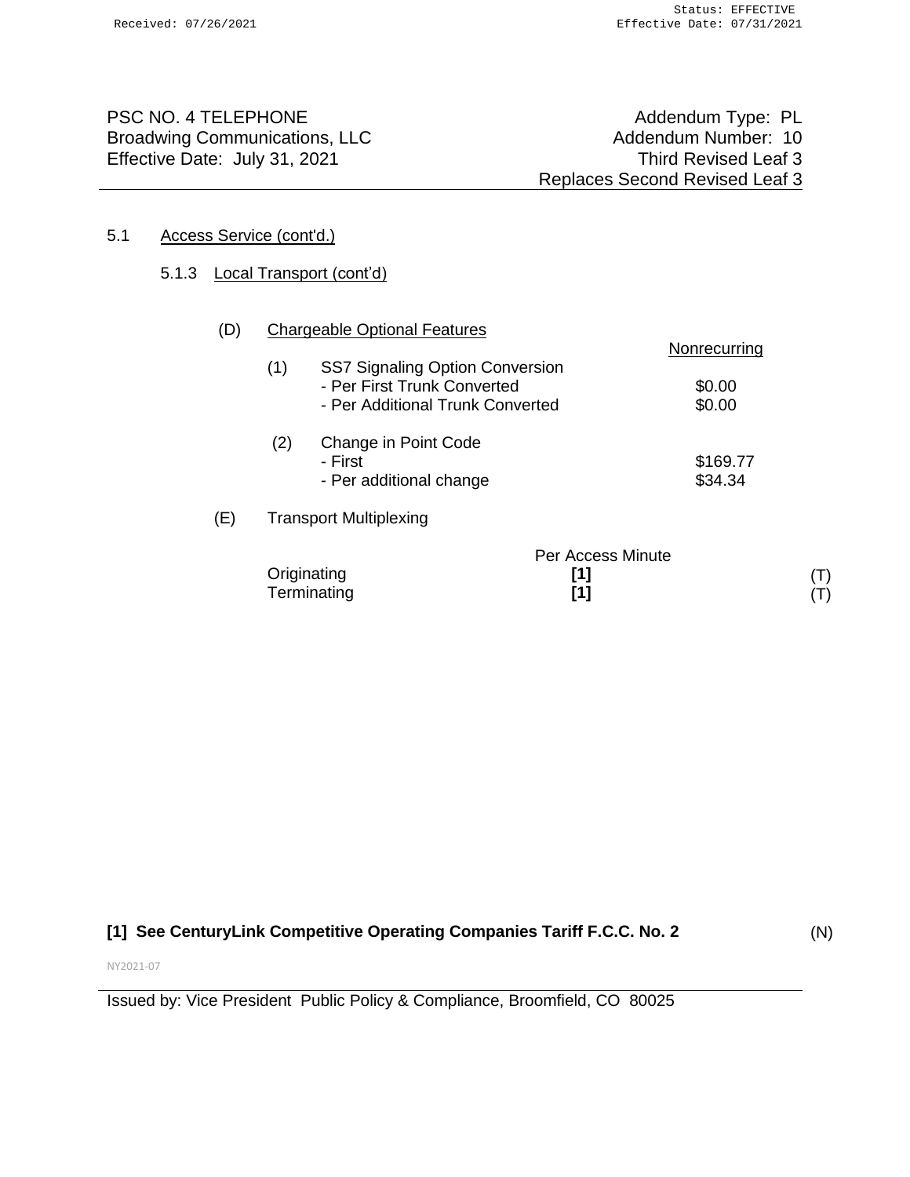PSC NO. 4 TELEPHONE
Broadwing Communications, LLC
Effective Date: July 31, 2021

Addendum Type: PL
Addendum Number: 10
Third Revised Leaf 3
Replaces Second Revised Leaf 3

5.1 Access Service (cont'd.)

5.1.3 Local Transport (cont'd)

(D) Chargeable Optional Features

| | | Nonrecurring |
|---|---|---|
| (1) | SS7 Signaling Option Conversion | |
| | - Per First Trunk Converted | $0.00 |
| | - Per Additional Trunk Converted | $0.00 |
| (2) | Change in Point Code | |
| | - First | $169.77 |
| | - Per additional change | $34.34 |

(E) Transport Multiplexing

| | Per Access Minute | |
|---|---|---|
| Originating | **[1]** | (T) |
| Terminating | **[1]** | (T) |

**[1] See CenturyLink Competitive Operating Companies Tariff F.C.C. No. 2** (N)

NY2021-07

Issued by: Vice President Public Policy & Compliance, Broomfield, CO 80025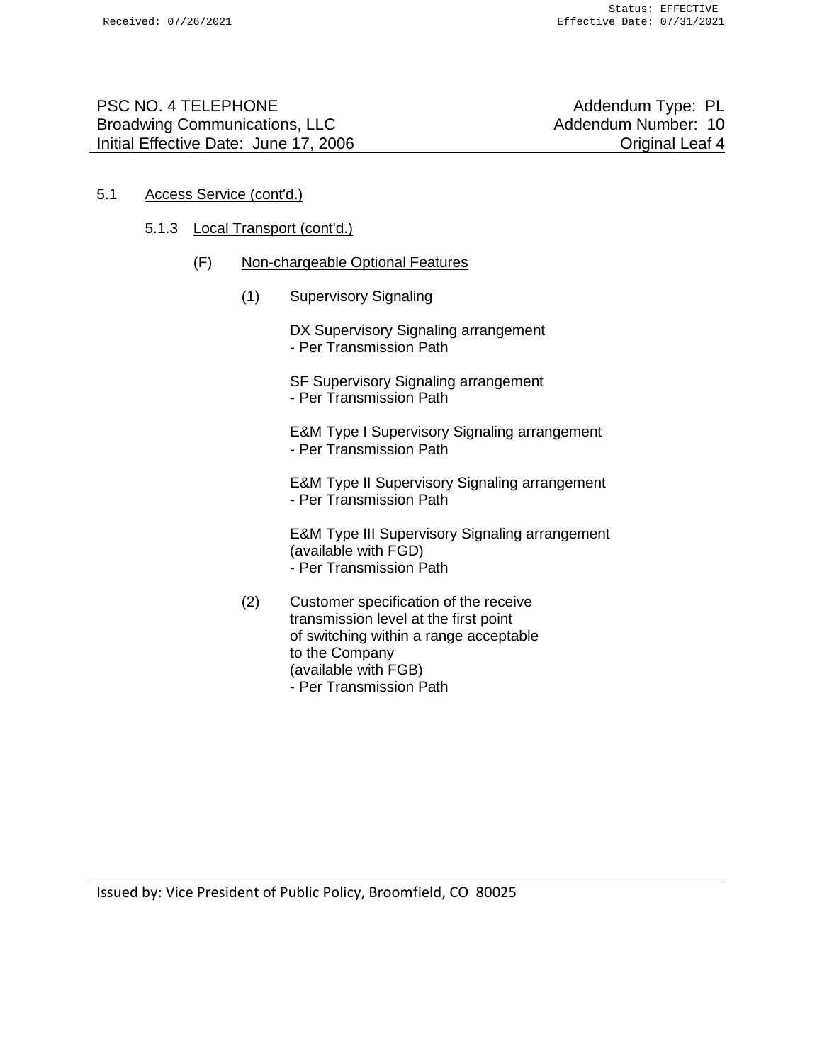5.1 Access Service (cont'd.)

5.1.3 Local Transport (cont'd.)

(F) Non-chargeable Optional Features

(1) Supervisory Signaling

DX Supervisory Signaling arrangement
- Per Transmission Path

SF Supervisory Signaling arrangement
- Per Transmission Path

E&M Type I Supervisory Signaling arrangement
- Per Transmission Path

E&M Type II Supervisory Signaling arrangement
- Per Transmission Path

E&M Type III Supervisory Signaling arrangement
(available with FGD)
- Per Transmission Path

(2) Customer specification of the receive transmission level at the first point of switching within a range acceptable to the Company
(available with FGB)
- Per Transmission Path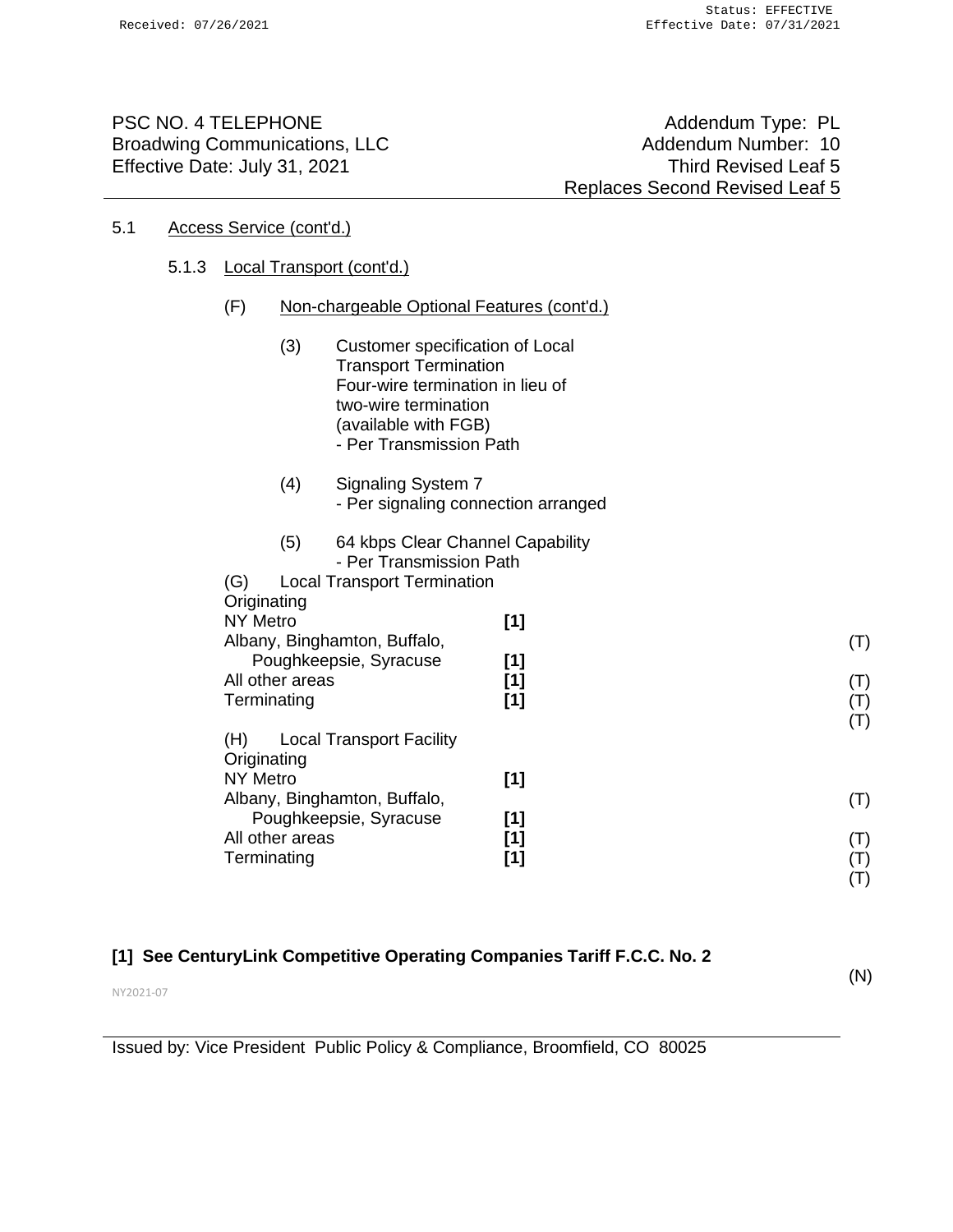PSC NO. 4 TELEPHONE
Broadwing Communications, LLC
Effective Date: July 31, 2021

Addendum Type: PL
Addendum Number: 10
Third Revised Leaf 5
Replaces Second Revised Leaf 5

5.1 Access Service (cont'd.)

5.1.3 Local Transport (cont'd.)

(F) Non-chargeable Optional Features (cont'd.)

(3) Customer specification of Local Transport Termination
Four-wire termination in lieu of two-wire termination (available with FGB)
- Per Transmission Path

(4) Signaling System 7
- Per signaling connection arranged

(5) 64 kbps Clear Channel Capability
- Per Transmission Path

(G) Local Transport Termination

| | | |
|---|---|---|
| Originating | | |
| NY Metro | **[1]** | |
| Albany, Binghamton, Buffalo, Poughkeepsie, Syracuse | **[1]** | (T) |
| All other areas | **[1]** | (T) |
| Terminating | **[1]** | (T) (T) |

(H) Local Transport Facility

| | | |
|---|---|---|
| Originating | | |
| NY Metro | **[1]** | |
| Albany, Binghamton, Buffalo, Poughkeepsie, Syracuse | **[1]** | (T) |
| All other areas | **[1]** | (T) |
| Terminating | **[1]** | (T) (T) |

**[1] See CenturyLink Competitive Operating Companies Tariff F.C.C. No. 2** (N)

NY2021-07

Issued by: Vice President Public Policy & Compliance, Broomfield, CO 80025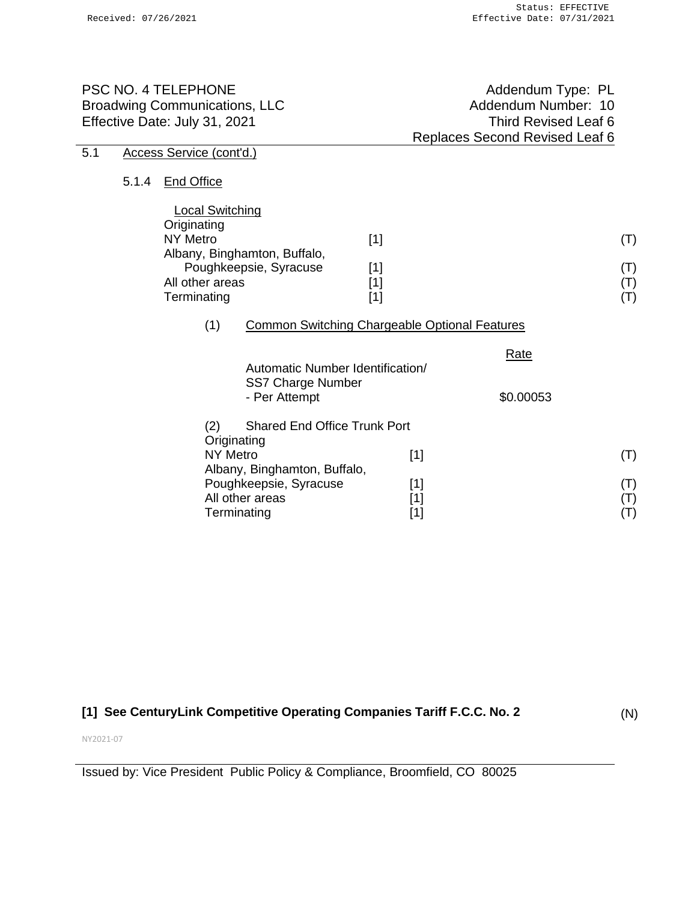PSC NO. 4 TELEPHONE
Broadwing Communications, LLC
Effective Date: July 31, 2021

Addendum Type: PL
Addendum Number: 10
Third Revised Leaf 6
Replaces Second Revised Leaf 6

5.1 Access Service (cont'd.)

5.1.4 End Office

Local Switching

| | | |
|---|---|---|
| Originating | | |
| NY Metro | [1] | (T) |
| Albany, Binghamton, Buffalo, Poughkeepsie, Syracuse | [1] | (T) |
| All other areas | [1] | (T) |
| Terminating | [1] | (T) |

(1) Common Switching Chargeable Optional Features

| | Rate |
|---|---|
| Automatic Number Identification/ SS7 Charge Number - Per Attempt | $0.00053 |

(2) Shared End Office Trunk Port

| | | |
|---|---|---|
| Originating | | |
| NY Metro | [1] | (T) |
| Albany, Binghamton, Buffalo, Poughkeepsie, Syracuse | [1] | (T) |
| All other areas | [1] | (T) |
| Terminating | [1] | (T) |

**[1] See CenturyLink Competitive Operating Companies Tariff F.C.C. No. 2** (N)

NY2021-07

Issued by: Vice President Public Policy & Compliance, Broomfield, CO 80025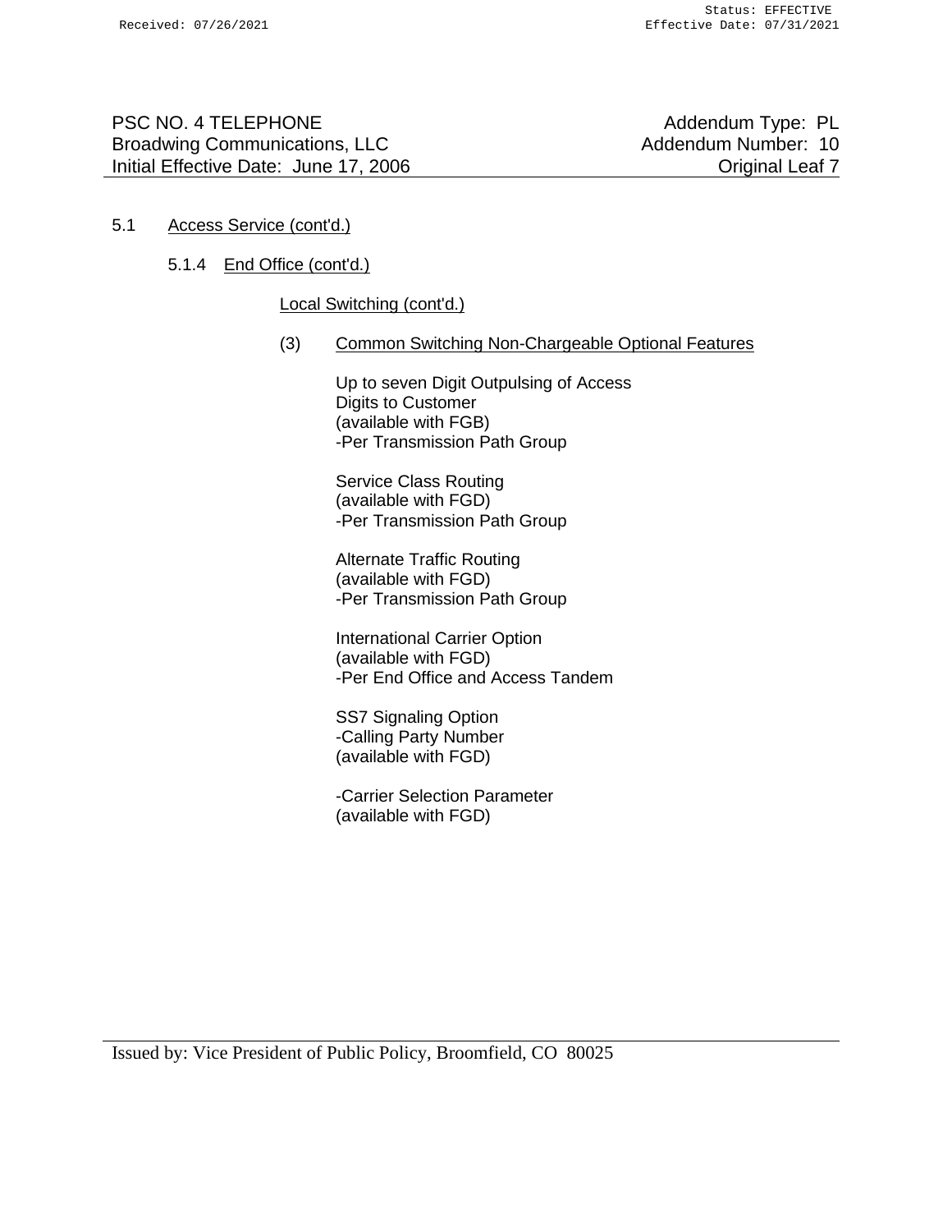## 5.1 Access Service (cont'd.)

### 5.1.4 End Office (cont'd.)

Local Switching (cont'd.)

(3) Common Switching Non-Chargeable Optional Features

Up to seven Digit Outpulsing of Access Digits to Customer
(available with FGB)
-Per Transmission Path Group

Service Class Routing
(available with FGD)
-Per Transmission Path Group

Alternate Traffic Routing
(available with FGD)
-Per Transmission Path Group

International Carrier Option
(available with FGD)
-Per End Office and Access Tandem

SS7 Signaling Option
-Calling Party Number
(available with FGD)

-Carrier Selection Parameter
(available with FGD)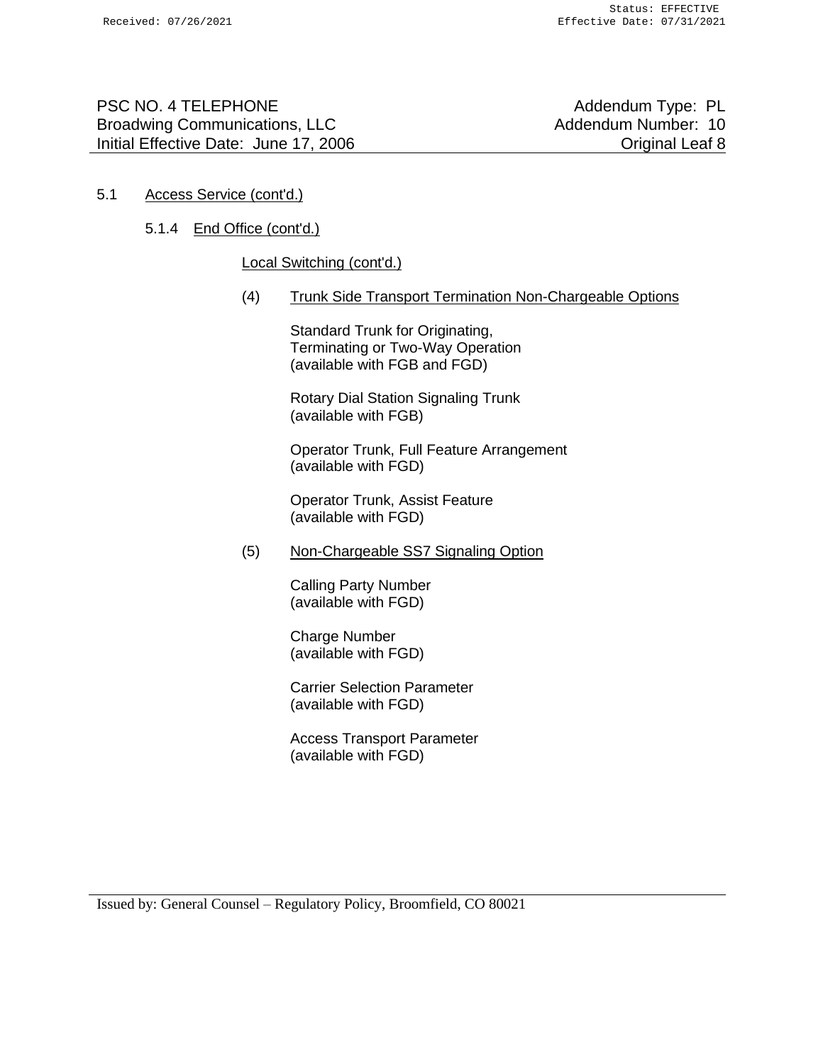## 5.1 Access Service (cont'd.)

### 5.1.4 End Office (cont'd.)

Local Switching (cont'd.)

(4) Trunk Side Transport Termination Non-Chargeable Options

Standard Trunk for Originating, Terminating or Two-Way Operation (available with FGB and FGD)

Rotary Dial Station Signaling Trunk (available with FGB)

Operator Trunk, Full Feature Arrangement (available with FGD)

Operator Trunk, Assist Feature (available with FGD)

(5) Non-Chargeable SS7 Signaling Option

Calling Party Number (available with FGD)

Charge Number (available with FGD)

Carrier Selection Parameter (available with FGD)

Access Transport Parameter (available with FGD)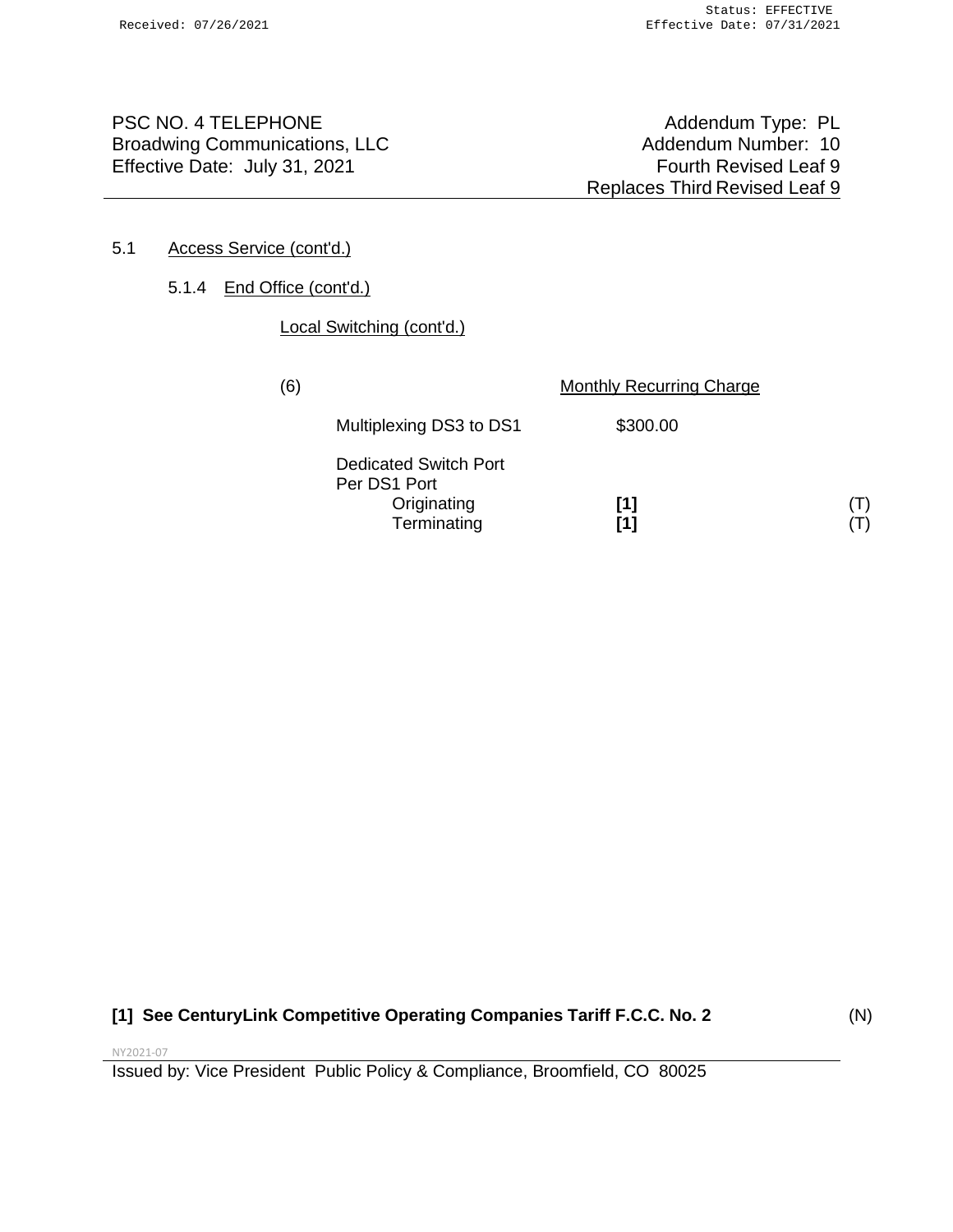PSC NO. 4 TELEPHONE
Broadwing Communications, LLC
Effective Date: July 31, 2021

Addendum Type: PL
Addendum Number: 10
Fourth Revised Leaf 9
Replaces Third Revised Leaf 9

5.1 Access Service (cont'd.)

5.1.4 End Office (cont'd.)

Local Switching (cont'd.)

| (6) | Monthly Recurring Charge | |
|---|---|---|
| Multiplexing DS3 to DS1 | $300.00 | |
| Dedicated Switch Port Per DS1 Port | | |
| Originating | **[1]** | (T) |
| Terminating | **[1]** | (T) |

**[1] See CenturyLink Competitive Operating Companies Tariff F.C.C. No. 2** (N)

NY2021-07

Issued by: Vice President Public Policy & Compliance, Broomfield, CO 80025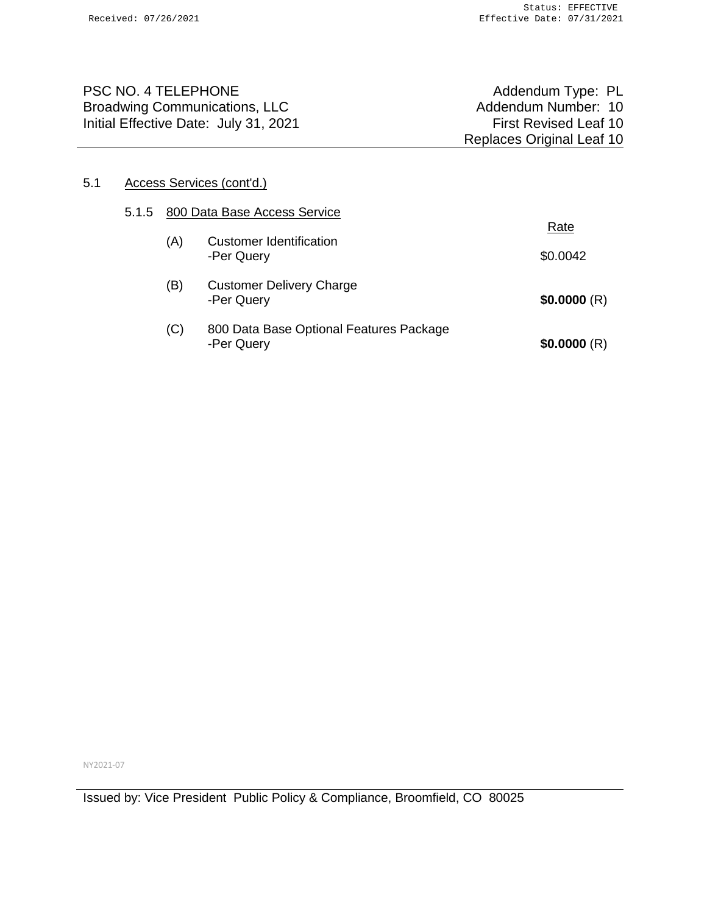PSC NO. 4 TELEPHONE
Broadwing Communications, LLC
Initial Effective Date: July 31, 2021

Addendum Type: PL
Addendum Number: 10
First Revised Leaf 10
Replaces Original Leaf 10

## 5.1 Access Services (cont'd.)

### 5.1.5 800 Data Base Access Service

| | | Rate |
|---|---|---|
| (A) | Customer Identification<br>-Per Query | $0.0042 |
| (B) | Customer Delivery Charge<br>-Per Query | **$0.0000** (R) |
| (C) | 800 Data Base Optional Features Package<br>-Per Query | **$0.0000** (R) |

NY2021-07

Issued by: Vice President Public Policy & Compliance, Broomfield, CO 80025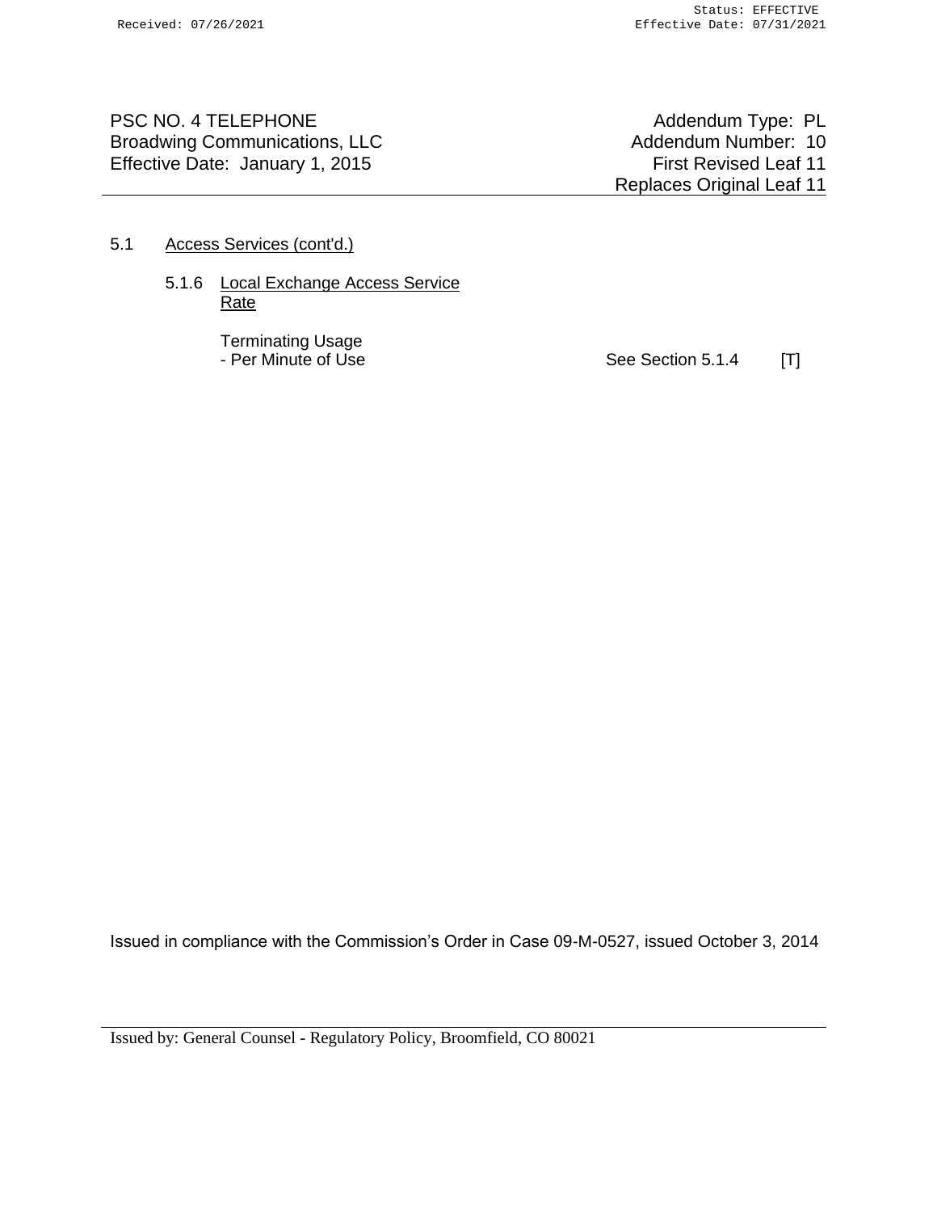PSC NO. 4 TELEPHONE
Broadwing Communications, LLC
Effective Date: January 1, 2015

Addendum Type: PL
Addendum Number: 10
First Revised Leaf 11
Replaces Original Leaf 11

5.1 Access Services (cont'd.)

5.1.6 Local Exchange Access Service
Rate

Terminating Usage
- Per Minute of Use — See Section 5.1.4 [T]

Issued in compliance with the Commission's Order in Case 09-M-0527, issued October 3, 2014

Issued by: General Counsel - Regulatory Policy, Broomfield, CO 80021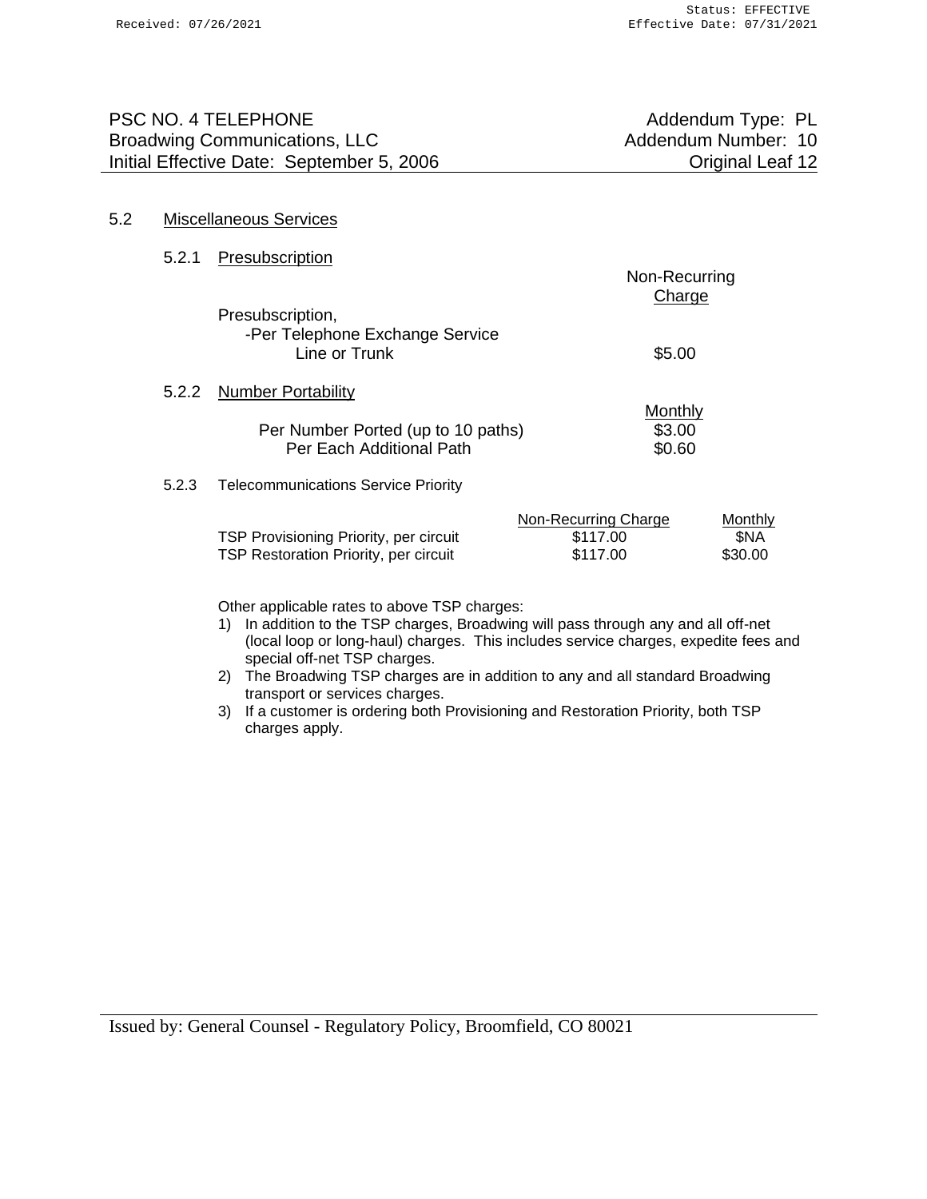PSC NO. 4 TELEPHONE
Broadwing Communications, LLC
Initial Effective Date: September 5, 2006

Addendum Type: PL
Addendum Number: 10
Original Leaf 12

## 5.2 Miscellaneous Services

### 5.2.1 Presubscription

| | Non-Recurring Charge |
|---|---|
| Presubscription, -Per Telephone Exchange Service Line or Trunk | $5.00 |

### 5.2.2 Number Portability

| | Monthly |
|---|---|
| Per Number Ported (up to 10 paths) | $3.00 |
| Per Each Additional Path | $0.60 |

### 5.2.3 Telecommunications Service Priority

| | Non-Recurring Charge | Monthly |
|---|---|---|
| TSP Provisioning Priority, per circuit | $117.00 | $NA |
| TSP Restoration Priority, per circuit | $117.00 | $30.00 |

Other applicable rates to above TSP charges:

1) In addition to the TSP charges, Broadwing will pass through any and all off-net (local loop or long-haul) charges. This includes service charges, expedite fees and special off-net TSP charges.
2) The Broadwing TSP charges are in addition to any and all standard Broadwing transport or services charges.
3) If a customer is ordering both Provisioning and Restoration Priority, both TSP charges apply.

Issued by: General Counsel - Regulatory Policy, Broomfield, CO 80021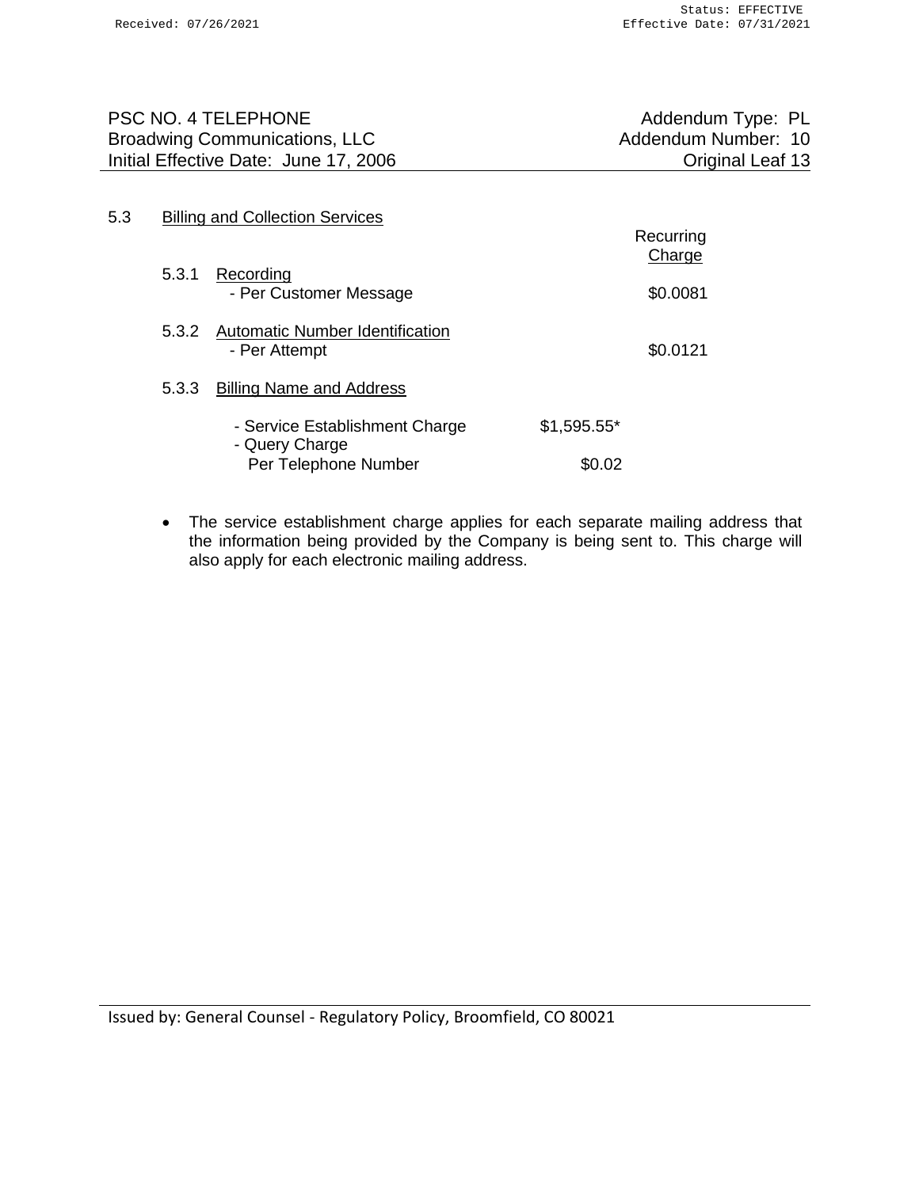PSC NO. 4 TELEPHONE
Broadwing Communications, LLC
Initial Effective Date: June 17, 2006

Addendum Type: PL
Addendum Number: 10
Original Leaf 13

5.3 Billing and Collection Services

| | | | Recurring Charge |
|---|---|---|---|
| 5.3.1 | Recording | | |
| | - Per Customer Message | | $0.0081 |
| 5.3.2 | Automatic Number Identification | | |
| | - Per Attempt | | $0.0121 |
| 5.3.3 | Billing Name and Address | | |
| | - Service Establishment Charge | $1,595.55* | |
| | - Query Charge Per Telephone Number | $0.02 | |

- The service establishment charge applies for each separate mailing address that the information being provided by the Company is being sent to. This charge will also apply for each electronic mailing address.

Issued by: General Counsel - Regulatory Policy, Broomfield, CO 80021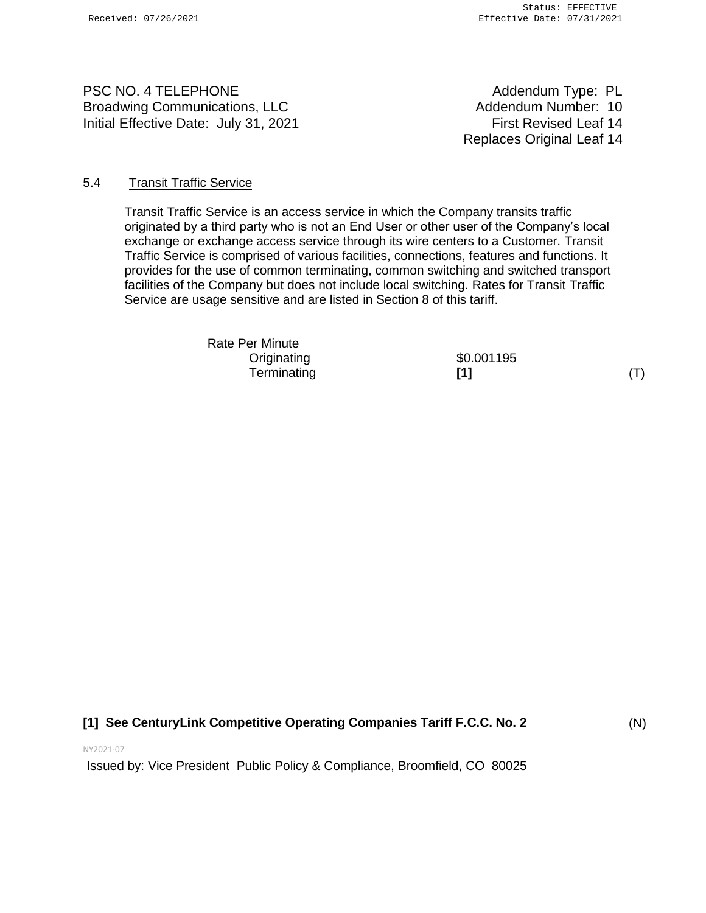PSC NO. 4 TELEPHONE
Broadwing Communications, LLC
Initial Effective Date: July 31, 2021

Addendum Type: PL
Addendum Number: 10
First Revised Leaf 14
Replaces Original Leaf 14

## 5.4 Transit Traffic Service

Transit Traffic Service is an access service in which the Company transits traffic originated by a third party who is not an End User or other user of the Company's local exchange or exchange access service through its wire centers to a Customer. Transit Traffic Service is comprised of various facilities, connections, features and functions. It provides for the use of common terminating, common switching and switched transport facilities of the Company but does not include local switching. Rates for Transit Traffic Service are usage sensitive and are listed in Section 8 of this tariff.

| | | |
|---|---|---|
| Rate Per Minute | | |
| Originating | $0.001195 | |
| Terminating | **[1]** | (T) |

**[1] See CenturyLink Competitive Operating Companies Tariff F.C.C. No. 2** (N)

NY2021-07

Issued by: Vice President Public Policy & Compliance, Broomfield, CO 80025